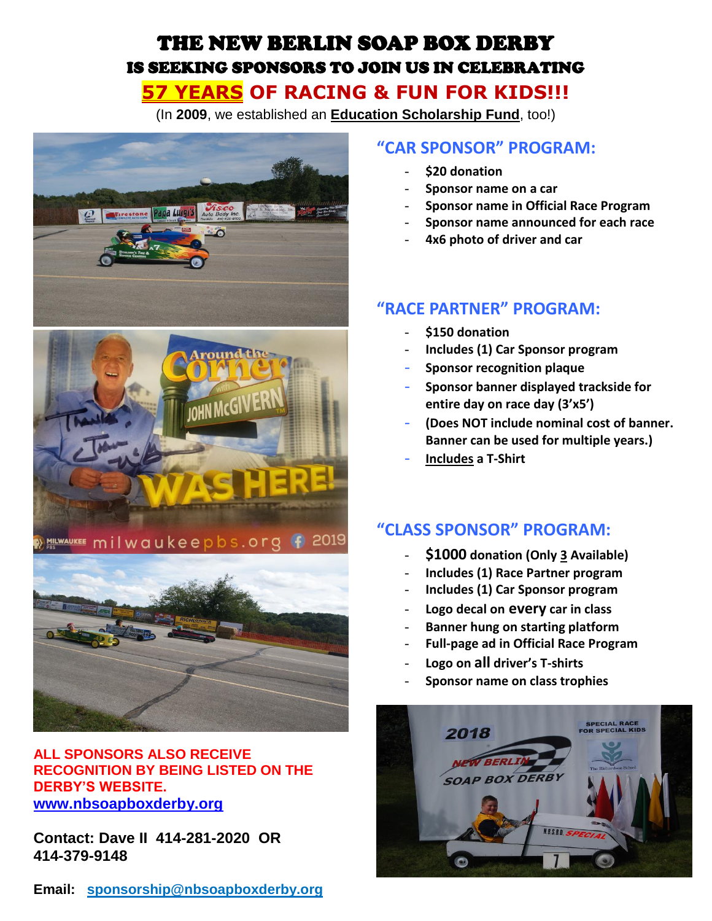# THE NEW BERLIN SOAP BOX DERBY

## IS SEEKING SPONSORS TO JOIN US IN CELEBRATING

## 57 YEARS OF RACING & FUN FOR KIDS!!!

(In **2009**, we established an **Education Scholarship Fund**, too!)

## "CAR SPONSOR" PROGRAM:

- **$20 donation**
- **Sponsor name on a car**
- **Sponsor name in Official Race Program**
- **Sponsor name announced for each race**
- **4x6 photo of driver and car**

## "RACE PARTNER" PROGRAM:

- **$150 donation**
- **Includes (1) Car Sponsor program**
- **Sponsor recognition plaque**
- **Sponsor banner displayed trackside for entire day on race day (3'x5')**
- **(Does NOT include nominal cost of banner. Banner can be used for multiple years.)**
- **Includes a T-Shirt**

## "CLASS SPONSOR" PROGRAM:

- **$1000 donation (Only 3 Available)**
- **Includes (1) Race Partner program**
- **Includes (1) Car Sponsor program**
- **Logo decal on every car in class**
- **Banner hung on starting platform**
- **Full-page ad in Official Race Program**
- **Logo on all driver's T-shirts**
- **Sponsor name on class trophies**

**ALL SPONSORS ALSO RECEIVE RECOGNITION BY BEING LISTED ON THE DERBY'S WEBSITE.**
**www.nbsoapboxderby.org**

**Contact: Dave II 414-281-2020 OR 414-379-9148**

**Email: sponsorship@nbsoapboxderby.org**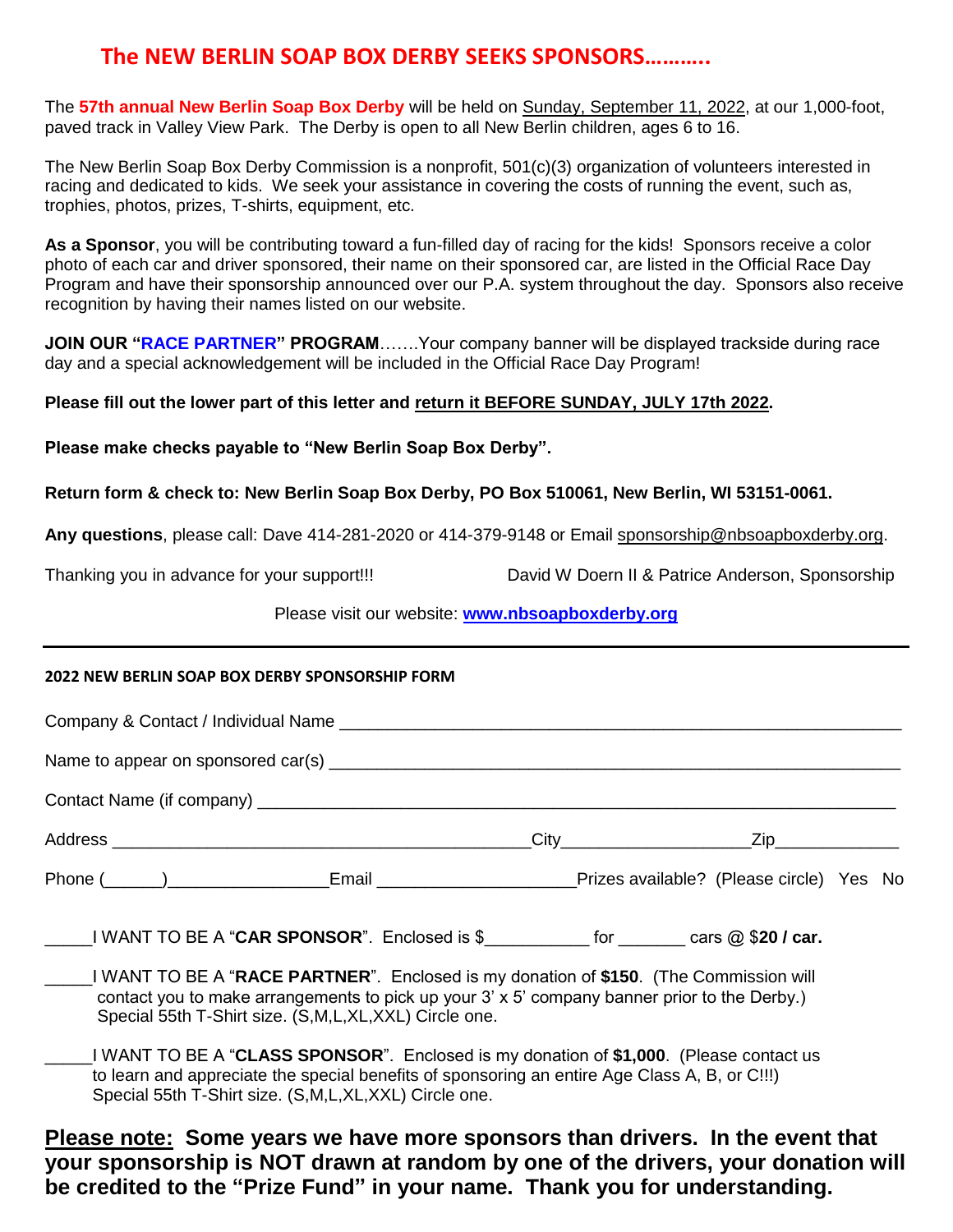# The NEW BERLIN SOAP BOX DERBY SEEKS SPONSORS……….

The **57th annual New Berlin Soap Box Derby** will be held on Sunday, September 11, 2022, at our 1,000-foot, paved track in Valley View Park. The Derby is open to all New Berlin children, ages 6 to 16.

The New Berlin Soap Box Derby Commission is a nonprofit, 501(c)(3) organization of volunteers interested in racing and dedicated to kids. We seek your assistance in covering the costs of running the event, such as, trophies, photos, prizes, T-shirts, equipment, etc.

**As a Sponsor**, you will be contributing toward a fun-filled day of racing for the kids! Sponsors receive a color photo of each car and driver sponsored, their name on their sponsored car, are listed in the Official Race Day Program and have their sponsorship announced over our P.A. system throughout the day. Sponsors also receive recognition by having their names listed on our website.

**JOIN OUR "RACE PARTNER" PROGRAM**…….Your company banner will be displayed trackside during race day and a special acknowledgement will be included in the Official Race Day Program!

**Please fill out the lower part of this letter and return it BEFORE SUNDAY, JULY 17th 2022.**

**Please make checks payable to "New Berlin Soap Box Derby".**

**Return form & check to: New Berlin Soap Box Derby, PO Box 510061, New Berlin, WI 53151-0061.**

**Any questions**, please call: Dave 414-281-2020 or 414-379-9148 or Email sponsorship@nbsoapboxderby.org.

Thanking you in advance for your support!!! David W Doern II & Patrice Anderson, Sponsorship

Please visit our website: **www.nbsoapboxderby.org**

---

**2022 NEW BERLIN SOAP BOX DERBY SPONSORSHIP FORM**

Company & Contact / Individual Name ____________________________________________________________

Name to appear on sponsored car(s) _____________________________________________________________

Contact Name (if company) ____________________________________________________________________

Address ____________________________________________City__________________Zip____________

Phone (______)________________Email ____________________Prizes available? (Please circle) Yes No

_____I WANT TO BE A "**CAR SPONSOR**". Enclosed is $__________ for _______ cars @ $**20 / car.**

_____I WANT TO BE A "**RACE PARTNER**". Enclosed is my donation of **$150**. (The Commission will contact you to make arrangements to pick up your 3' x 5' company banner prior to the Derby.) Special 55th T-Shirt size. (S,M,L,XL,XXL) Circle one.

_____I WANT TO BE A "**CLASS SPONSOR**". Enclosed is my donation of **$1,000**. (Please contact us to learn and appreciate the special benefits of sponsoring an entire Age Class A, B, or C!!!) Special 55th T-Shirt size. (S,M,L,XL,XXL) Circle one.

**Please note: Some years we have more sponsors than drivers. In the event that your sponsorship is NOT drawn at random by one of the drivers, your donation will be credited to the "Prize Fund" in your name. Thank you for understanding.**